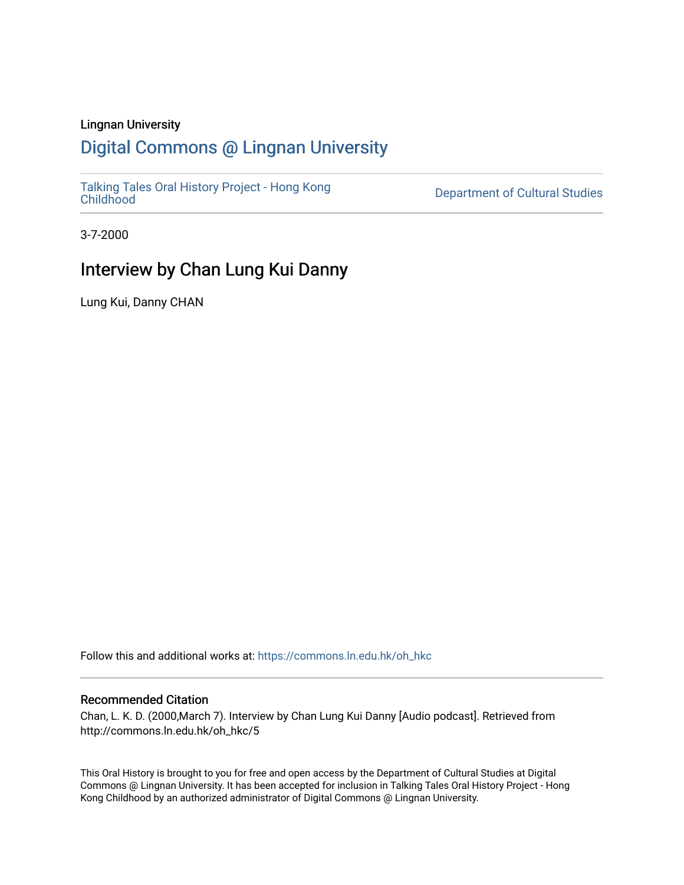Lingnan University

# Digital Commons @ Lingnan University

Talking Tales Oral History Project - Hong Kong Childhood

Department of Cultural Studies

3-7-2000

## Interview by Chan Lung Kui Danny

Lung Kui, Danny CHAN

Follow this and additional works at: https://commons.ln.edu.hk/oh_hkc

### Recommended Citation

Chan, L. K. D. (2000,March 7). Interview by Chan Lung Kui Danny [Audio podcast]. Retrieved from http://commons.ln.edu.hk/oh_hkc/5

This Oral History is brought to you for free and open access by the Department of Cultural Studies at Digital Commons @ Lingnan University. It has been accepted for inclusion in Talking Tales Oral History Project - Hong Kong Childhood by an authorized administrator of Digital Commons @ Lingnan University.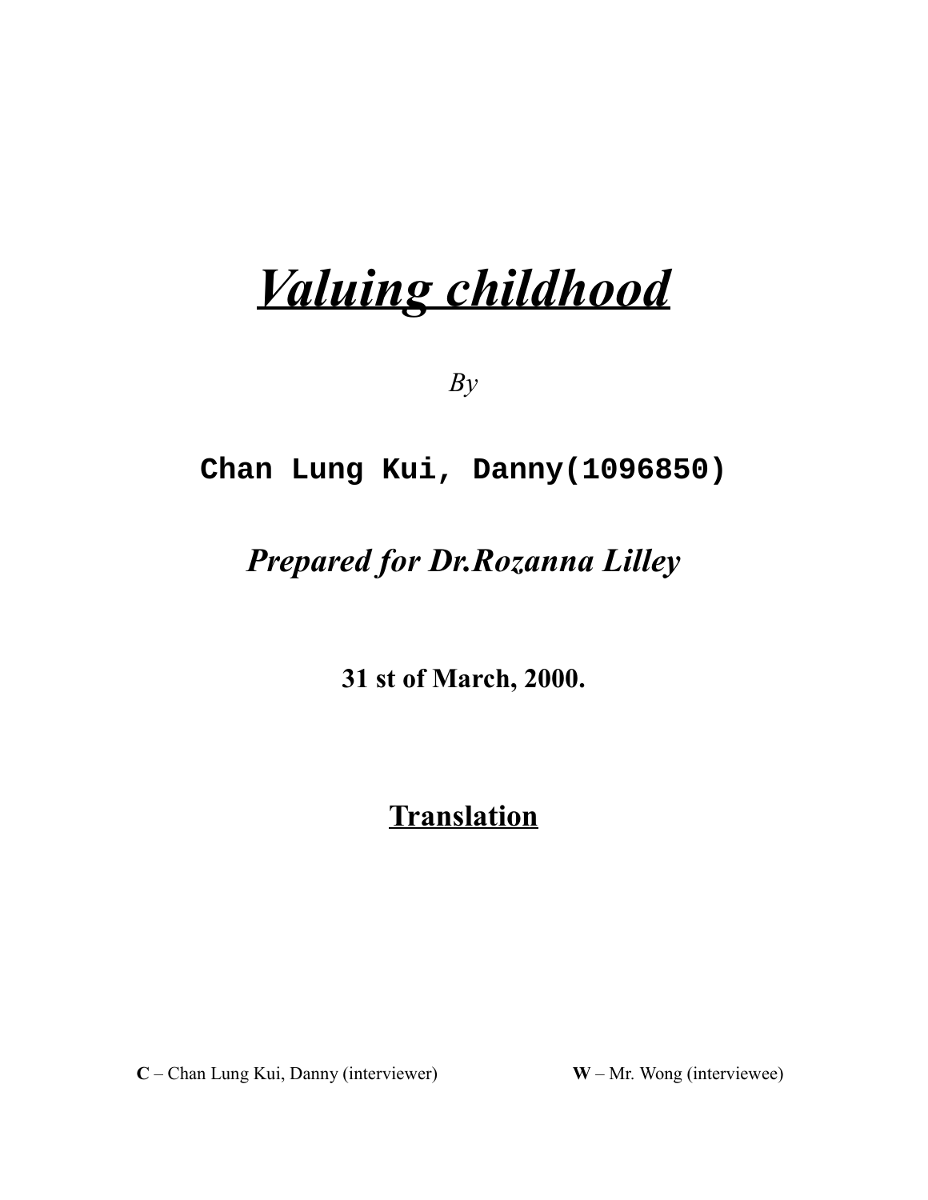# *Valuing childhood*

*By*

**Chan Lung Kui, Danny(1096850)**

***Prepared for Dr.Rozanna Lilley***

**31 st of March, 2000.**

## Translation

**C** – Chan Lung Kui, Danny (interviewer)　　　　**W** – Mr. Wong (interviewee)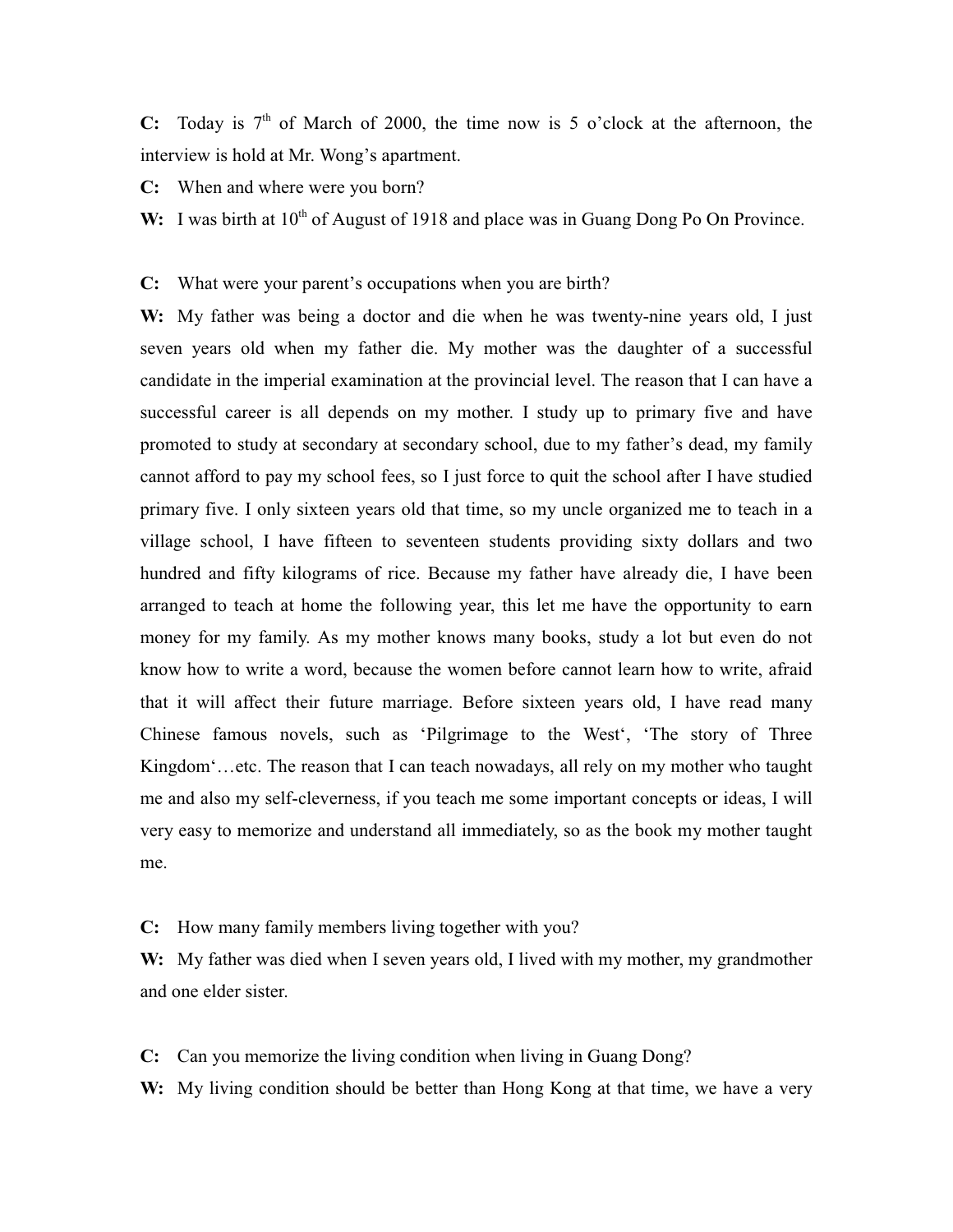**C:** Today is 7th of March of 2000, the time now is 5 o'clock at the afternoon, the interview is hold at Mr. Wong's apartment.

**C:** When and where were you born?

**W:** I was birth at 10th of August of 1918 and place was in Guang Dong Po On Province.

**C:** What were your parent's occupations when you are birth?

**W:** My father was being a doctor and die when he was twenty-nine years old, I just seven years old when my father die. My mother was the daughter of a successful candidate in the imperial examination at the provincial level. The reason that I can have a successful career is all depends on my mother. I study up to primary five and have promoted to study at secondary at secondary school, due to my father's dead, my family cannot afford to pay my school fees, so I just force to quit the school after I have studied primary five. I only sixteen years old that time, so my uncle organized me to teach in a village school, I have fifteen to seventeen students providing sixty dollars and two hundred and fifty kilograms of rice. Because my father have already die, I have been arranged to teach at home the following year, this let me have the opportunity to earn money for my family. As my mother knows many books, study a lot but even do not know how to write a word, because the women before cannot learn how to write, afraid that it will affect their future marriage. Before sixteen years old, I have read many Chinese famous novels, such as 'Pilgrimage to the West', 'The story of Three Kingdom'…etc. The reason that I can teach nowadays, all rely on my mother who taught me and also my self-cleverness, if you teach me some important concepts or ideas, I will very easy to memorize and understand all immediately, so as the book my mother taught me.

**C:** How many family members living together with you?

**W:** My father was died when I seven years old, I lived with my mother, my grandmother and one elder sister.

**C:** Can you memorize the living condition when living in Guang Dong?

**W:** My living condition should be better than Hong Kong at that time, we have a very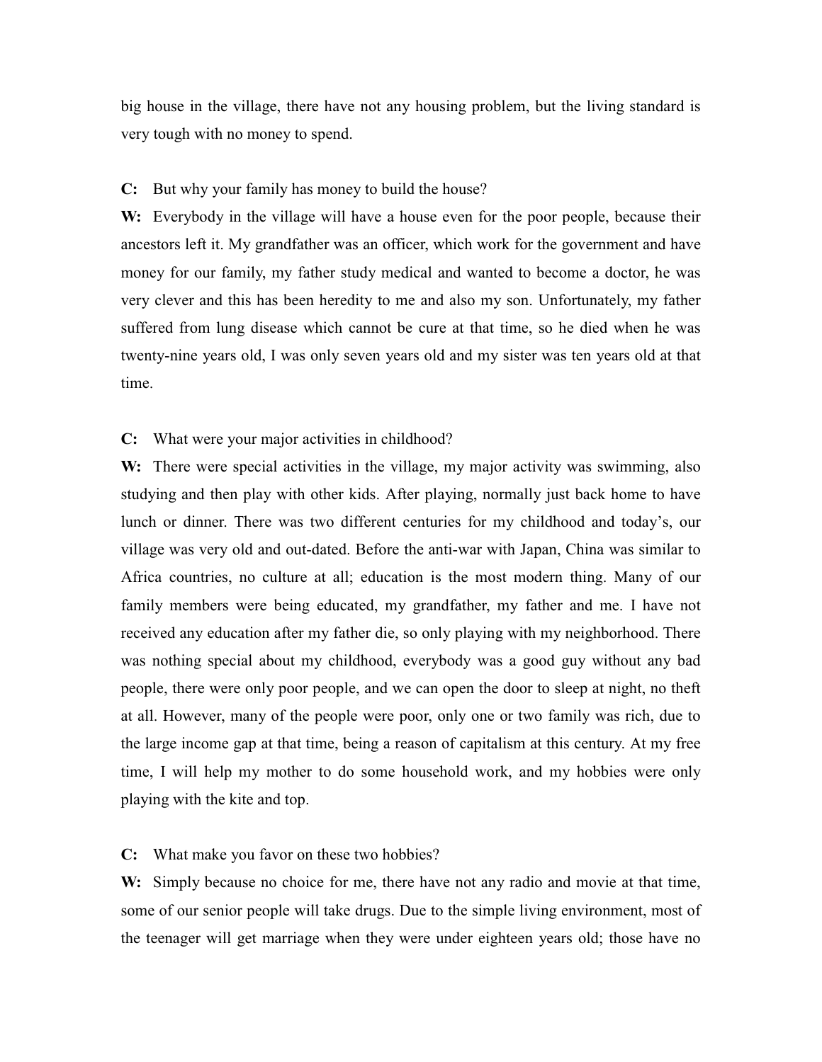big house in the village, there have not any housing problem, but the living standard is very tough with no money to spend.

**C:** But why your family has money to build the house?

**W:** Everybody in the village will have a house even for the poor people, because their ancestors left it. My grandfather was an officer, which work for the government and have money for our family, my father study medical and wanted to become a doctor, he was very clever and this has been heredity to me and also my son. Unfortunately, my father suffered from lung disease which cannot be cure at that time, so he died when he was twenty-nine years old, I was only seven years old and my sister was ten years old at that time.

**C:** What were your major activities in childhood?

**W:** There were special activities in the village, my major activity was swimming, also studying and then play with other kids. After playing, normally just back home to have lunch or dinner. There was two different centuries for my childhood and today's, our village was very old and out-dated. Before the anti-war with Japan, China was similar to Africa countries, no culture at all; education is the most modern thing. Many of our family members were being educated, my grandfather, my father and me. I have not received any education after my father die, so only playing with my neighborhood. There was nothing special about my childhood, everybody was a good guy without any bad people, there were only poor people, and we can open the door to sleep at night, no theft at all. However, many of the people were poor, only one or two family was rich, due to the large income gap at that time, being a reason of capitalism at this century. At my free time, I will help my mother to do some household work, and my hobbies were only playing with the kite and top.

**C:** What make you favor on these two hobbies?

**W:** Simply because no choice for me, there have not any radio and movie at that time, some of our senior people will take drugs. Due to the simple living environment, most of the teenager will get marriage when they were under eighteen years old; those have no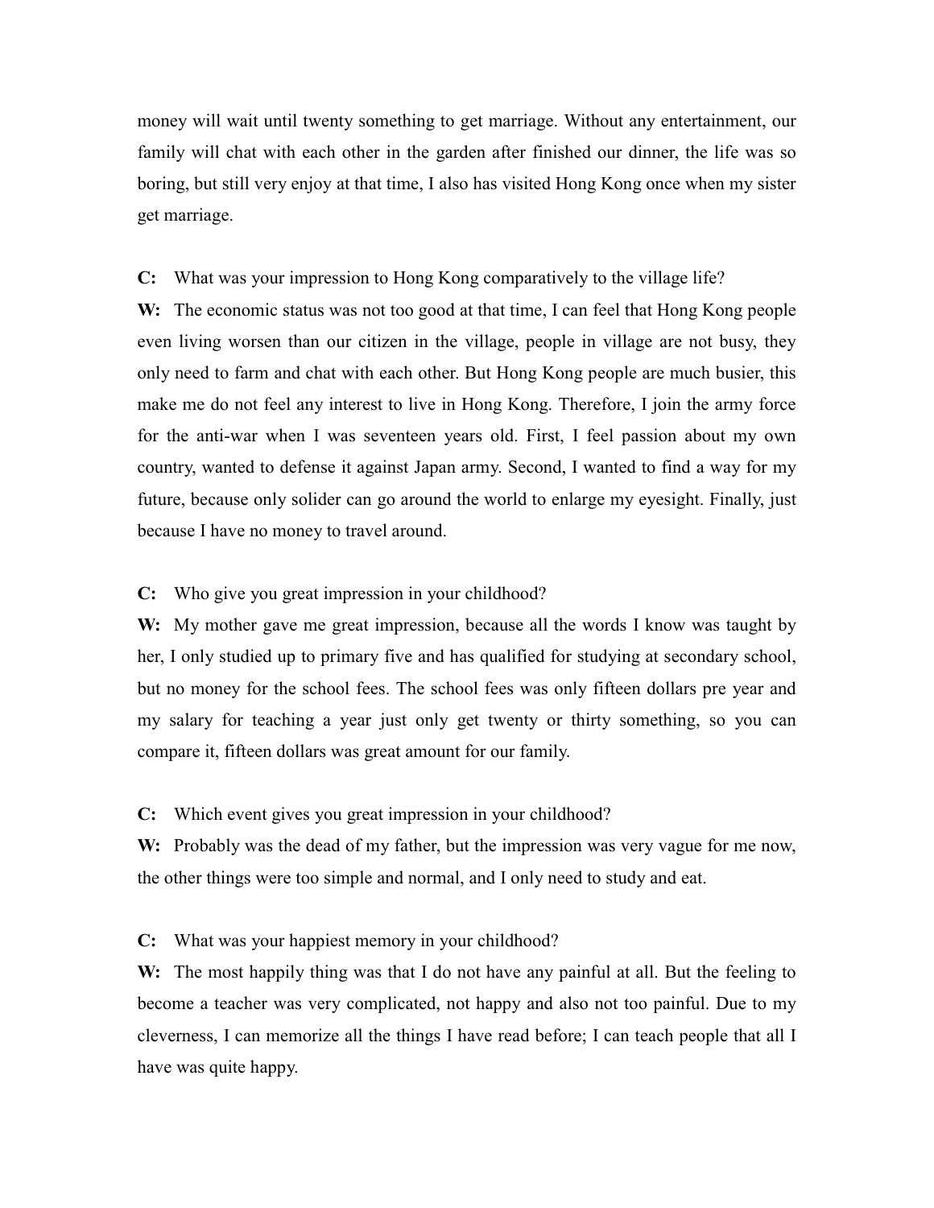money will wait until twenty something to get marriage. Without any entertainment, our family will chat with each other in the garden after finished our dinner, the life was so boring, but still very enjoy at that time, I also has visited Hong Kong once when my sister get marriage.

**C:** What was your impression to Hong Kong comparatively to the village life?

**W:** The economic status was not too good at that time, I can feel that Hong Kong people even living worsen than our citizen in the village, people in village are not busy, they only need to farm and chat with each other. But Hong Kong people are much busier, this make me do not feel any interest to live in Hong Kong. Therefore, I join the army force for the anti-war when I was seventeen years old. First, I feel passion about my own country, wanted to defense it against Japan army. Second, I wanted to find a way for my future, because only solider can go around the world to enlarge my eyesight. Finally, just because I have no money to travel around.

**C:** Who give you great impression in your childhood?

**W:** My mother gave me great impression, because all the words I know was taught by her, I only studied up to primary five and has qualified for studying at secondary school, but no money for the school fees. The school fees was only fifteen dollars pre year and my salary for teaching a year just only get twenty or thirty something, so you can compare it, fifteen dollars was great amount for our family.

**C:** Which event gives you great impression in your childhood?

**W:** Probably was the dead of my father, but the impression was very vague for me now, the other things were too simple and normal, and I only need to study and eat.

**C:** What was your happiest memory in your childhood?

**W:** The most happily thing was that I do not have any painful at all. But the feeling to become a teacher was very complicated, not happy and also not too painful. Due to my cleverness, I can memorize all the things I have read before; I can teach people that all I have was quite happy.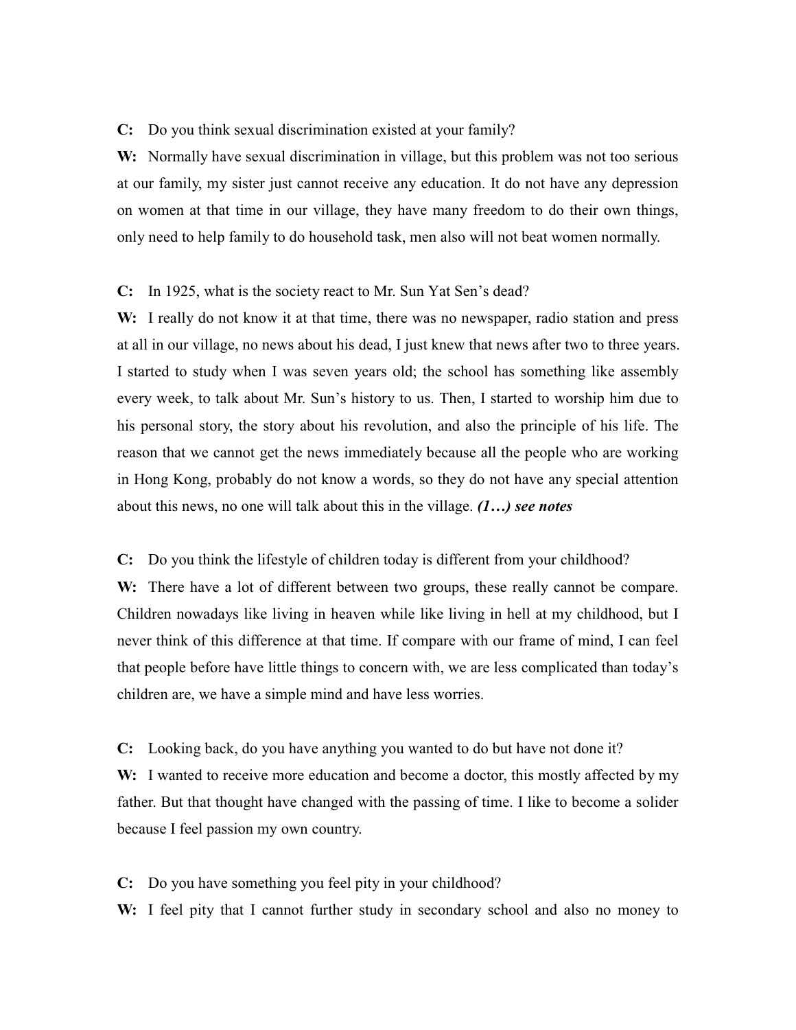**C:** Do you think sexual discrimination existed at your family?

**W:** Normally have sexual discrimination in village, but this problem was not too serious at our family, my sister just cannot receive any education. It do not have any depression on women at that time in our village, they have many freedom to do their own things, only need to help family to do household task, men also will not beat women normally.

**C:** In 1925, what is the society react to Mr. Sun Yat Sen's dead?

**W:** I really do not know it at that time, there was no newspaper, radio station and press at all in our village, no news about his dead, I just knew that news after two to three years. I started to study when I was seven years old; the school has something like assembly every week, to talk about Mr. Sun's history to us. Then, I started to worship him due to his personal story, the story about his revolution, and also the principle of his life. The reason that we cannot get the news immediately because all the people who are working in Hong Kong, probably do not know a words, so they do not have any special attention about this news, no one will talk about this in the village. ***(1…) see notes***

**C:** Do you think the lifestyle of children today is different from your childhood?

**W:** There have a lot of different between two groups, these really cannot be compare. Children nowadays like living in heaven while like living in hell at my childhood, but I never think of this difference at that time. If compare with our frame of mind, I can feel that people before have little things to concern with, we are less complicated than today's children are, we have a simple mind and have less worries.

**C:** Looking back, do you have anything you wanted to do but have not done it?

**W:** I wanted to receive more education and become a doctor, this mostly affected by my father. But that thought have changed with the passing of time. I like to become a solider because I feel passion my own country.

**C:** Do you have something you feel pity in your childhood?

**W:** I feel pity that I cannot further study in secondary school and also no money to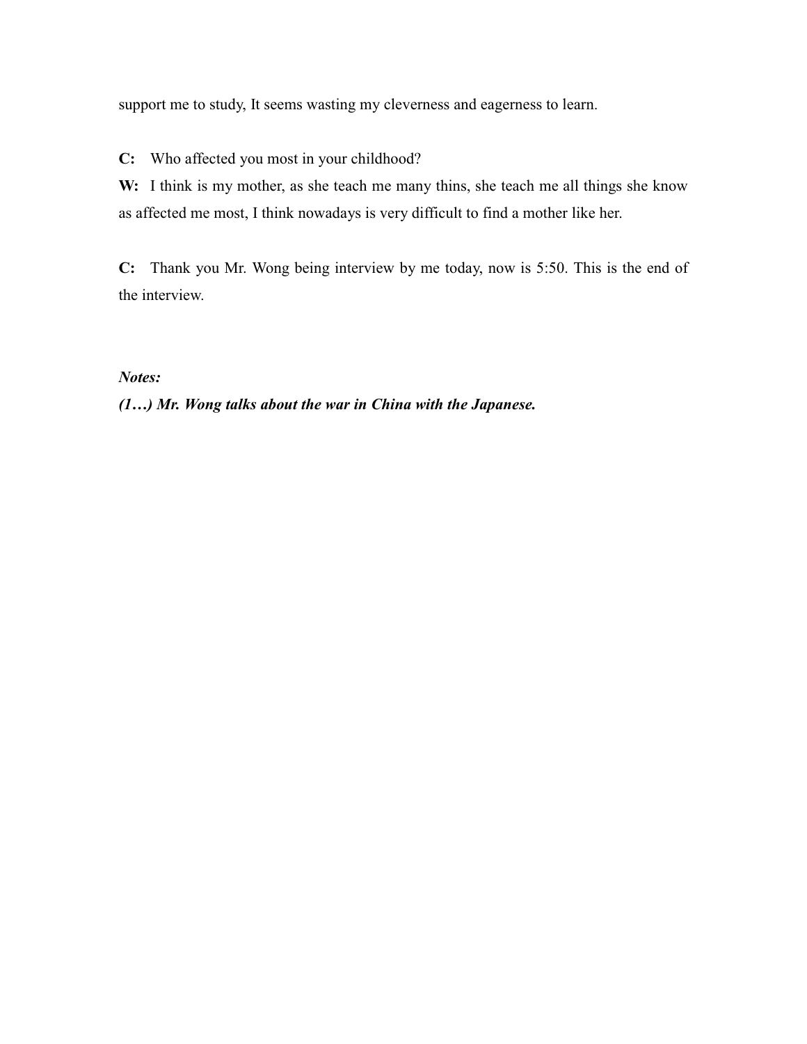support me to study, It seems wasting my cleverness and eagerness to learn.

**C:** Who affected you most in your childhood?

**W:** I think is my mother, as she teach me many thins, she teach me all things she know as affected me most, I think nowadays is very difficult to find a mother like her.

**C:** Thank you Mr. Wong being interview by me today, now is 5:50. This is the end of the interview.

***Notes:***

***(1…) Mr. Wong talks about the war in China with the Japanese.***